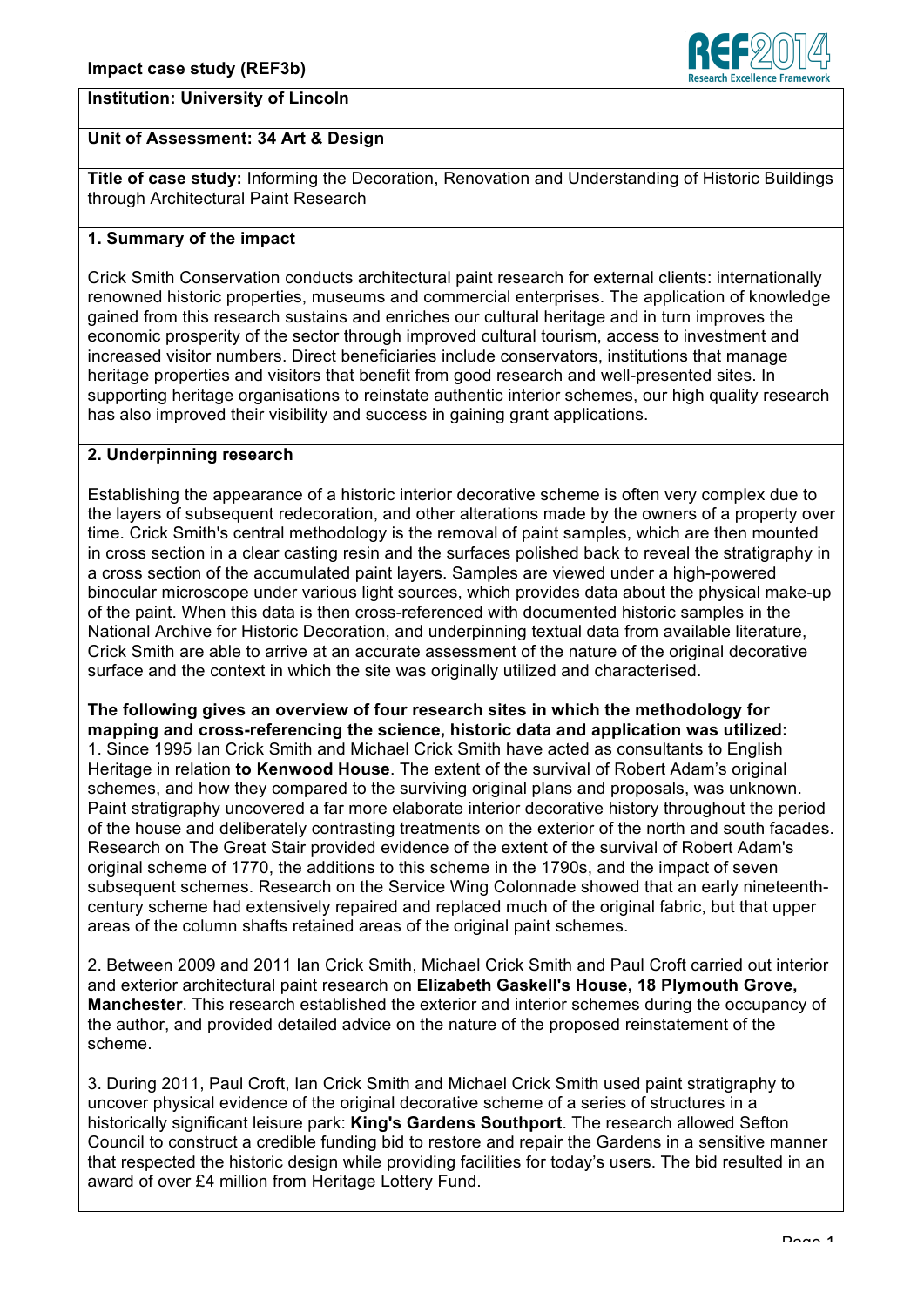**Impact case study (REF3b)**

**Institution: University of Lincoln**

**Unit of Assessment: 34 Art & Design**

**Title of case study:** Informing the Decoration, Renovation and Understanding of Historic Buildings through Architectural Paint Research

## 1. Summary of the impact

Crick Smith Conservation conducts architectural paint research for external clients: internationally renowned historic properties, museums and commercial enterprises. The application of knowledge gained from this research sustains and enriches our cultural heritage and in turn improves the economic prosperity of the sector through improved cultural tourism, access to investment and increased visitor numbers. Direct beneficiaries include conservators, institutions that manage heritage properties and visitors that benefit from good research and well-presented sites. In supporting heritage organisations to reinstate authentic interior schemes, our high quality research has also improved their visibility and success in gaining grant applications.

## 2. Underpinning research

Establishing the appearance of a historic interior decorative scheme is often very complex due to the layers of subsequent redecoration, and other alterations made by the owners of a property over time. Crick Smith's central methodology is the removal of paint samples, which are then mounted in cross section in a clear casting resin and the surfaces polished back to reveal the stratigraphy in a cross section of the accumulated paint layers. Samples are viewed under a high-powered binocular microscope under various light sources, which provides data about the physical make-up of the paint. When this data is then cross-referenced with documented historic samples in the National Archive for Historic Decoration, and underpinning textual data from available literature, Crick Smith are able to arrive at an accurate assessment of the nature of the original decorative surface and the context in which the site was originally utilized and characterised.

**The following gives an overview of four research sites in which the methodology for mapping and cross-referencing the science, historic data and application was utilized:**

1. Since 1995 Ian Crick Smith and Michael Crick Smith have acted as consultants to English Heritage in relation **to Kenwood House**. The extent of the survival of Robert Adam's original schemes, and how they compared to the surviving original plans and proposals, was unknown. Paint stratigraphy uncovered a far more elaborate interior decorative history throughout the period of the house and deliberately contrasting treatments on the exterior of the north and south facades. Research on The Great Stair provided evidence of the extent of the survival of Robert Adam's original scheme of 1770, the additions to this scheme in the 1790s, and the impact of seven subsequent schemes. Research on the Service Wing Colonnade showed that an early nineteenth-century scheme had extensively repaired and replaced much of the original fabric, but that upper areas of the column shafts retained areas of the original paint schemes.

2. Between 2009 and 2011 Ian Crick Smith, Michael Crick Smith and Paul Croft carried out interior and exterior architectural paint research on **Elizabeth Gaskell's House, 18 Plymouth Grove, Manchester**. This research established the exterior and interior schemes during the occupancy of the author, and provided detailed advice on the nature of the proposed reinstatement of the scheme.

3. During 2011, Paul Croft, Ian Crick Smith and Michael Crick Smith used paint stratigraphy to uncover physical evidence of the original decorative scheme of a series of structures in a historically significant leisure park: **King's Gardens Southport**. The research allowed Sefton Council to construct a credible funding bid to restore and repair the Gardens in a sensitive manner that respected the historic design while providing facilities for today's users. The bid resulted in an award of over £4 million from Heritage Lottery Fund.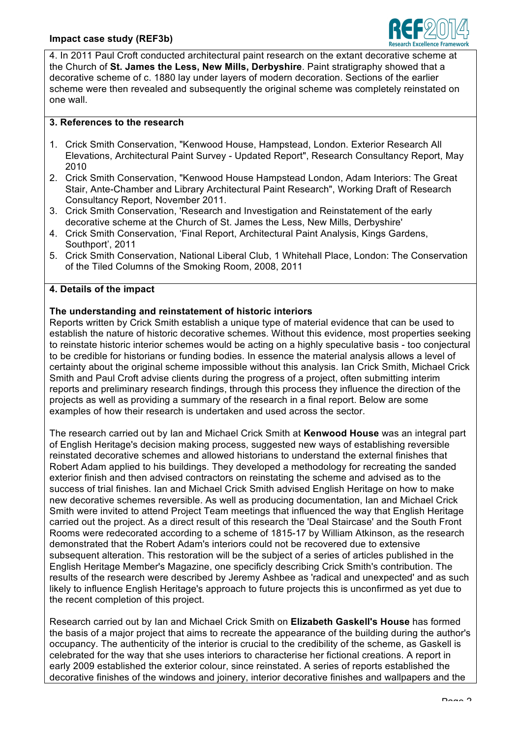4. In 2011 Paul Croft conducted architectural paint research on the extant decorative scheme at the Church of **St. James the Less, New Mills, Derbyshire**. Paint stratigraphy showed that a decorative scheme of c. 1880 lay under layers of modern decoration. Sections of the earlier scheme were then revealed and subsequently the original scheme was completely reinstated on one wall.

### 3. References to the research

1. Crick Smith Conservation, "Kenwood House, Hampstead, London. Exterior Research All Elevations, Architectural Paint Survey - Updated Report", Research Consultancy Report, May 2010
2. Crick Smith Conservation, "Kenwood House Hampstead London, Adam Interiors: The Great Stair, Ante-Chamber and Library Architectural Paint Research", Working Draft of Research Consultancy Report, November 2011.
3. Crick Smith Conservation, 'Research and Investigation and Reinstatement of the early decorative scheme at the Church of St. James the Less, New Mills, Derbyshire'
4. Crick Smith Conservation, 'Final Report, Architectural Paint Analysis, Kings Gardens, Southport', 2011
5. Crick Smith Conservation, National Liberal Club, 1 Whitehall Place, London: The Conservation of the Tiled Columns of the Smoking Room, 2008, 2011

### 4. Details of the impact

**The understanding and reinstatement of historic interiors**

Reports written by Crick Smith establish a unique type of material evidence that can be used to establish the nature of historic decorative schemes. Without this evidence, most properties seeking to reinstate historic interior schemes would be acting on a highly speculative basis - too conjectural to be credible for historians or funding bodies. In essence the material analysis allows a level of certainty about the original scheme impossible without this analysis. Ian Crick Smith, Michael Crick Smith and Paul Croft advise clients during the progress of a project, often submitting interim reports and preliminary research findings, through this process they influence the direction of the projects as well as providing a summary of the research in a final report. Below are some examples of how their research is undertaken and used across the sector.

The research carried out by Ian and Michael Crick Smith at **Kenwood House** was an integral part of English Heritage's decision making process, suggested new ways of establishing reversible reinstated decorative schemes and allowed historians to understand the external finishes that Robert Adam applied to his buildings. They developed a methodology for recreating the sanded exterior finish and then advised contractors on reinstating the scheme and advised as to the success of trial finishes. Ian and Michael Crick Smith advised English Heritage on how to make new decorative schemes reversible. As well as producing documentation, Ian and Michael Crick Smith were invited to attend Project Team meetings that influenced the way that English Heritage carried out the project. As a direct result of this research the 'Deal Staircase' and the South Front Rooms were redecorated according to a scheme of 1815-17 by William Atkinson, as the research demonstrated that the Robert Adam's interiors could not be recovered due to extensive subsequent alteration. This restoration will be the subject of a series of articles published in the English Heritage Member's Magazine, one specificly describing Crick Smith's contribution. The results of the research were described by Jeremy Ashbee as 'radical and unexpected' and as such likely to influence English Heritage's approach to future projects this is unconfirmed as yet due to the recent completion of this project.

Research carried out by Ian and Michael Crick Smith on **Elizabeth Gaskell's House** has formed the basis of a major project that aims to recreate the appearance of the building during the author's occupancy. The authenticity of the interior is crucial to the credibility of the scheme, as Gaskell is celebrated for the way that she uses interiors to characterise her fictional creations. A report in early 2009 established the exterior colour, since reinstated. A series of reports established the decorative finishes of the windows and joinery, interior decorative finishes and wallpapers and the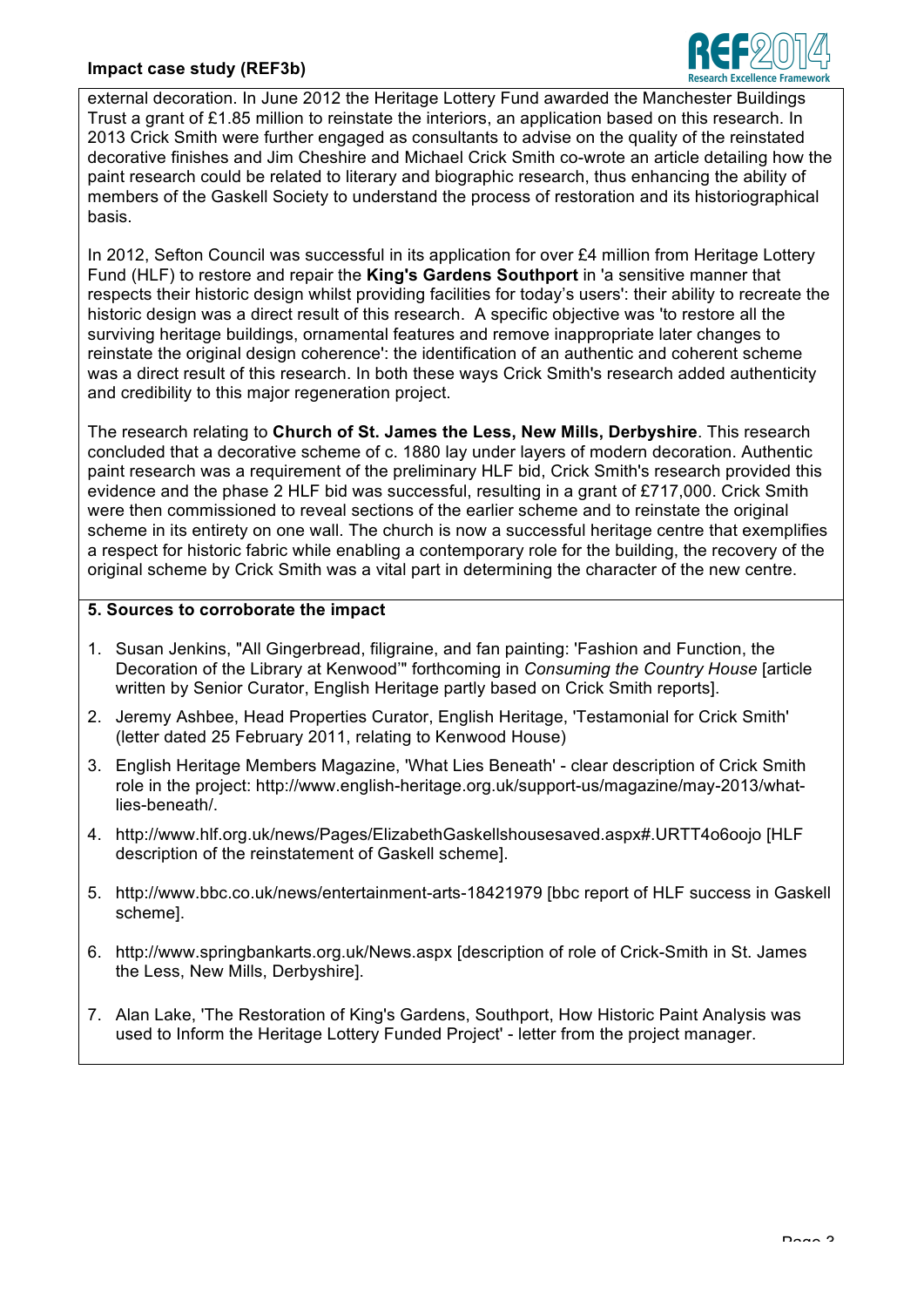external decoration. In June 2012 the Heritage Lottery Fund awarded the Manchester Buildings Trust a grant of £1.85 million to reinstate the interiors, an application based on this research. In 2013 Crick Smith were further engaged as consultants to advise on the quality of the reinstated decorative finishes and Jim Cheshire and Michael Crick Smith co-wrote an article detailing how the paint research could be related to literary and biographic research, thus enhancing the ability of members of the Gaskell Society to understand the process of restoration and its historiographical basis.

In 2012, Sefton Council was successful in its application for over £4 million from Heritage Lottery Fund (HLF) to restore and repair the **King's Gardens Southport** in 'a sensitive manner that respects their historic design whilst providing facilities for today's users': their ability to recreate the historic design was a direct result of this research. A specific objective was 'to restore all the surviving heritage buildings, ornamental features and remove inappropriate later changes to reinstate the original design coherence': the identification of an authentic and coherent scheme was a direct result of this research. In both these ways Crick Smith's research added authenticity and credibility to this major regeneration project.

The research relating to **Church of St. James the Less, New Mills, Derbyshire**. This research concluded that a decorative scheme of c. 1880 lay under layers of modern decoration. Authentic paint research was a requirement of the preliminary HLF bid, Crick Smith's research provided this evidence and the phase 2 HLF bid was successful, resulting in a grant of £717,000. Crick Smith were then commissioned to reveal sections of the earlier scheme and to reinstate the original scheme in its entirety on one wall. The church is now a successful heritage centre that exemplifies a respect for historic fabric while enabling a contemporary role for the building, the recovery of the original scheme by Crick Smith was a vital part in determining the character of the new centre.

## 5. Sources to corroborate the impact

1. Susan Jenkins, "All Gingerbread, filigraine, and fan painting: 'Fashion and Function, the Decoration of the Library at Kenwood'" forthcoming in *Consuming the Country House* [article written by Senior Curator, English Heritage partly based on Crick Smith reports].
2. Jeremy Ashbee, Head Properties Curator, English Heritage, 'Testamonial for Crick Smith' (letter dated 25 February 2011, relating to Kenwood House)
3. English Heritage Members Magazine, 'What Lies Beneath' - clear description of Crick Smith role in the project: http://www.english-heritage.org.uk/support-us/magazine/may-2013/what-lies-beneath/.
4. http://www.hlf.org.uk/news/Pages/ElizabethGaskellshousesaved.aspx#.URTT4o6oojo [HLF description of the reinstatement of Gaskell scheme].
5. http://www.bbc.co.uk/news/entertainment-arts-18421979 [bbc report of HLF success in Gaskell scheme].
6. http://www.springbankarts.org.uk/News.aspx [description of role of Crick-Smith in St. James the Less, New Mills, Derbyshire].
7. Alan Lake, 'The Restoration of King's Gardens, Southport, How Historic Paint Analysis was used to Inform the Heritage Lottery Funded Project' - letter from the project manager.